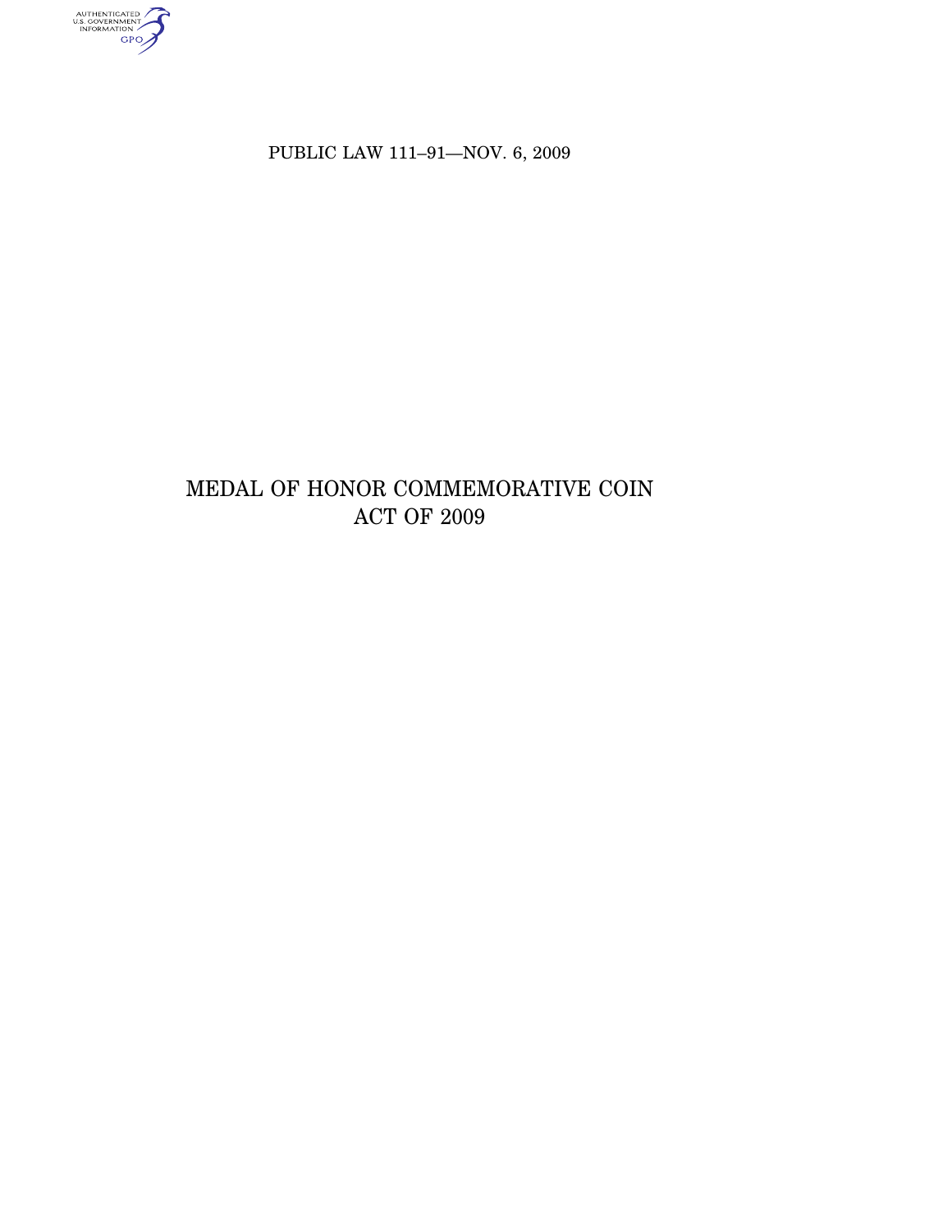PUBLIC LAW 111–91—NOV. 6, 2009

# MEDAL OF HONOR COMMEMORATIVE COIN ACT OF 2009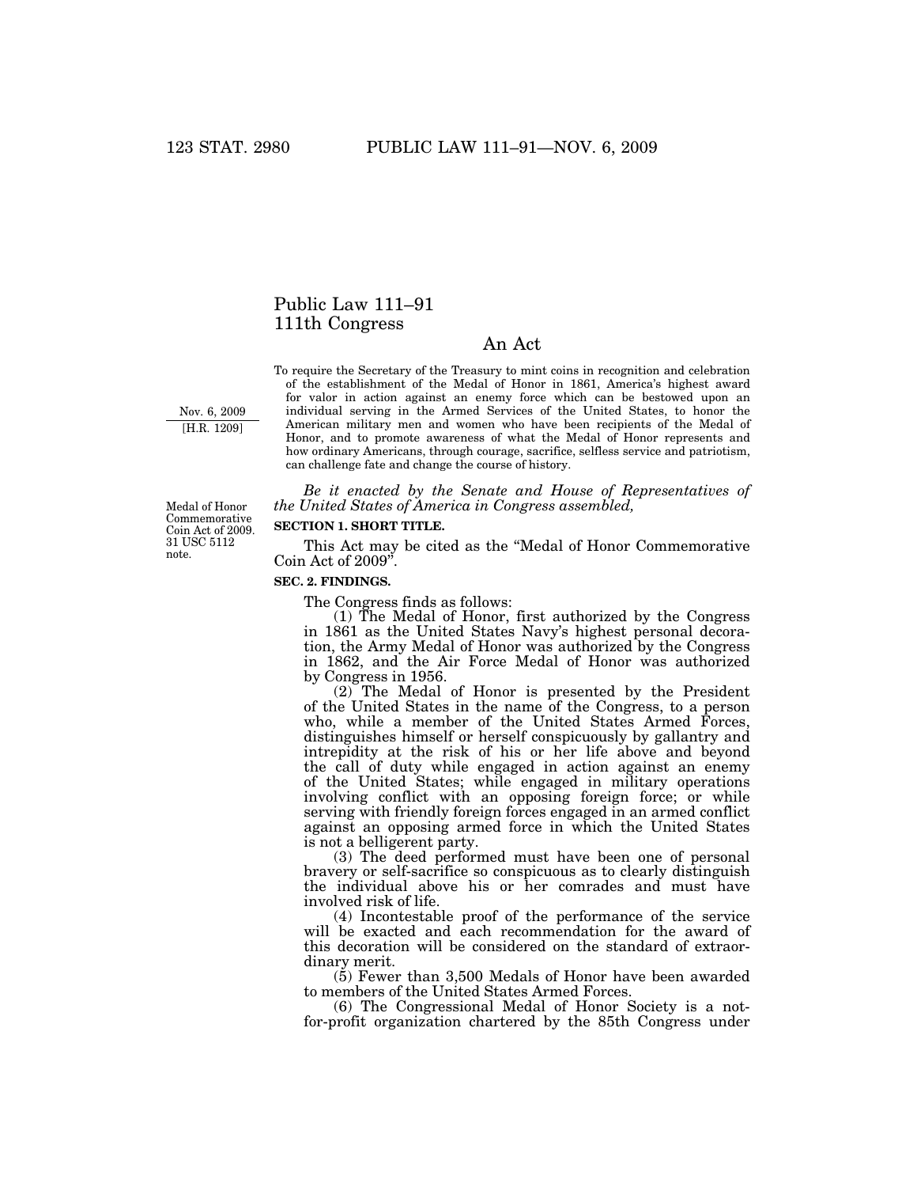# Public Law 111–91
# 111th Congress

## An Act

To require the Secretary of the Treasury to mint coins in recognition and celebration of the establishment of the Medal of Honor in 1861, America's highest award for valor in action against an enemy force which can be bestowed upon an individual serving in the Armed Services of the United States, to honor the American military men and women who have been recipients of the Medal of Honor, and to promote awareness of what the Medal of Honor represents and how ordinary Americans, through courage, sacrifice, selfless service and patriotism, can challenge fate and change the course of history.

Nov. 6, 2009
[H.R. 1209]

*Be it enacted by the Senate and House of Representatives of the United States of America in Congress assembled,*

Medal of Honor Commemorative Coin Act of 2009. 31 USC 5112 note.

**SECTION 1. SHORT TITLE.**

This Act may be cited as the "Medal of Honor Commemorative Coin Act of 2009".

**SEC. 2. FINDINGS.**

The Congress finds as follows:

(1) The Medal of Honor, first authorized by the Congress in 1861 as the United States Navy's highest personal decoration, the Army Medal of Honor was authorized by the Congress in 1862, and the Air Force Medal of Honor was authorized by Congress in 1956.

(2) The Medal of Honor is presented by the President of the United States in the name of the Congress, to a person who, while a member of the United States Armed Forces, distinguishes himself or herself conspicuously by gallantry and intrepidity at the risk of his or her life above and beyond the call of duty while engaged in action against an enemy of the United States; while engaged in military operations involving conflict with an opposing foreign force; or while serving with friendly foreign forces engaged in an armed conflict against an opposing armed force in which the United States is not a belligerent party.

(3) The deed performed must have been one of personal bravery or self-sacrifice so conspicuous as to clearly distinguish the individual above his or her comrades and must have involved risk of life.

(4) Incontestable proof of the performance of the service will be exacted and each recommendation for the award of this decoration will be considered on the standard of extraordinary merit.

(5) Fewer than 3,500 Medals of Honor have been awarded to members of the United States Armed Forces.

(6) The Congressional Medal of Honor Society is a not-for-profit organization chartered by the 85th Congress under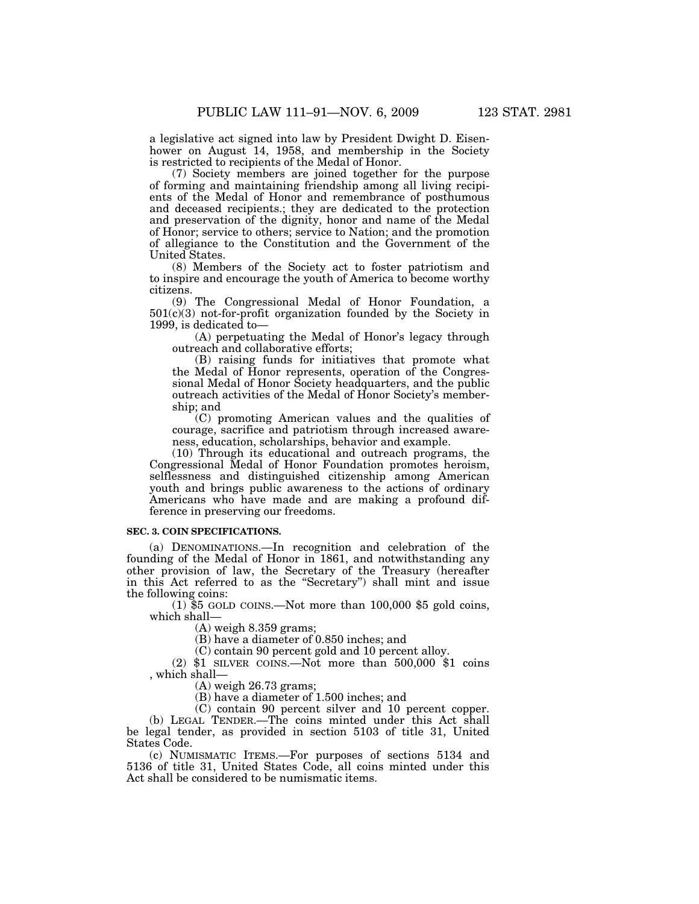a legislative act signed into law by President Dwight D. Eisenhower on August 14, 1958, and membership in the Society is restricted to recipients of the Medal of Honor.

(7) Society members are joined together for the purpose of forming and maintaining friendship among all living recipients of the Medal of Honor and remembrance of posthumous and deceased recipients.; they are dedicated to the protection and preservation of the dignity, honor and name of the Medal of Honor; service to others; service to Nation; and the promotion of allegiance to the Constitution and the Government of the United States.

(8) Members of the Society act to foster patriotism and to inspire and encourage the youth of America to become worthy citizens.

(9) The Congressional Medal of Honor Foundation, a 501(c)(3) not-for-profit organization founded by the Society in 1999, is dedicated to—

(A) perpetuating the Medal of Honor's legacy through outreach and collaborative efforts;

(B) raising funds for initiatives that promote what the Medal of Honor represents, operation of the Congressional Medal of Honor Society headquarters, and the public outreach activities of the Medal of Honor Society's membership; and

(C) promoting American values and the qualities of courage, sacrifice and patriotism through increased awareness, education, scholarships, behavior and example.

(10) Through its educational and outreach programs, the Congressional Medal of Honor Foundation promotes heroism, selflessness and distinguished citizenship among American youth and brings public awareness to the actions of ordinary Americans who have made and are making a profound difference in preserving our freedoms.

**SEC. 3. COIN SPECIFICATIONS.**

(a) DENOMINATIONS.—In recognition and celebration of the founding of the Medal of Honor in 1861, and notwithstanding any other provision of law, the Secretary of the Treasury (hereafter in this Act referred to as the "Secretary") shall mint and issue the following coins:

(1) $5 GOLD COINS.—Not more than 100,000 $5 gold coins, which shall—

(A) weigh 8.359 grams;

(B) have a diameter of 0.850 inches; and

(C) contain 90 percent gold and 10 percent alloy.

(2) $1 SILVER COINS.—Not more than 500,000 $1 coins , which shall—

(A) weigh 26.73 grams;

(B) have a diameter of 1.500 inches; and

(C) contain 90 percent silver and 10 percent copper.

(b) LEGAL TENDER.—The coins minted under this Act shall be legal tender, as provided in section 5103 of title 31, United States Code.

(c) NUMISMATIC ITEMS.—For purposes of sections 5134 and 5136 of title 31, United States Code, all coins minted under this Act shall be considered to be numismatic items.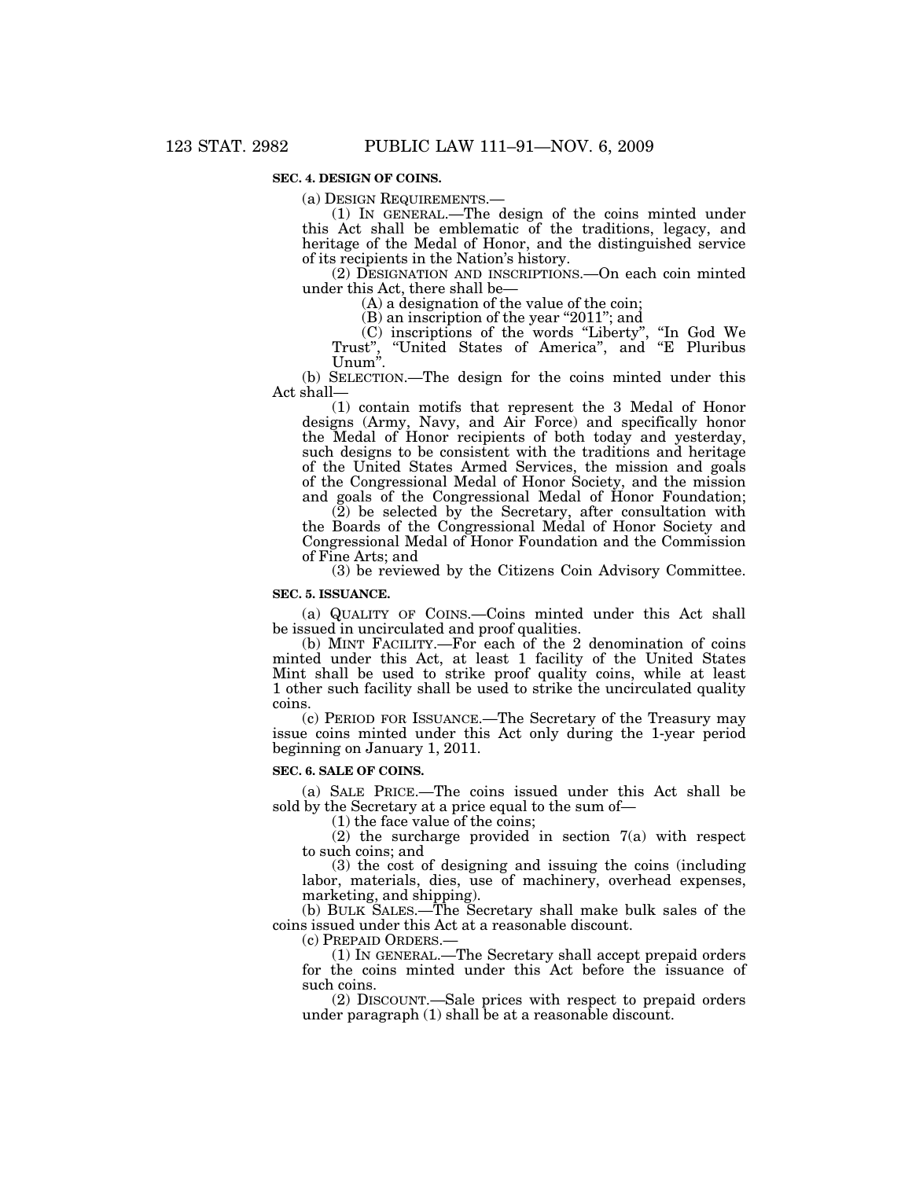**SEC. 4. DESIGN OF COINS.**

(a) DESIGN REQUIREMENTS.—

(1) IN GENERAL.—The design of the coins minted under this Act shall be emblematic of the traditions, legacy, and heritage of the Medal of Honor, and the distinguished service of its recipients in the Nation's history.

(2) DESIGNATION AND INSCRIPTIONS.—On each coin minted under this Act, there shall be—

(A) a designation of the value of the coin;

(B) an inscription of the year "2011"; and

(C) inscriptions of the words "Liberty", "In God We Trust", "United States of America", and "E Pluribus Unum".

(b) SELECTION.—The design for the coins minted under this Act shall—

(1) contain motifs that represent the 3 Medal of Honor designs (Army, Navy, and Air Force) and specifically honor the Medal of Honor recipients of both today and yesterday, such designs to be consistent with the traditions and heritage of the United States Armed Services, the mission and goals of the Congressional Medal of Honor Society, and the mission and goals of the Congressional Medal of Honor Foundation;

(2) be selected by the Secretary, after consultation with the Boards of the Congressional Medal of Honor Society and Congressional Medal of Honor Foundation and the Commission of Fine Arts; and

(3) be reviewed by the Citizens Coin Advisory Committee.

**SEC. 5. ISSUANCE.**

(a) QUALITY OF COINS.—Coins minted under this Act shall be issued in uncirculated and proof qualities.

(b) MINT FACILITY.—For each of the 2 denomination of coins minted under this Act, at least 1 facility of the United States Mint shall be used to strike proof quality coins, while at least 1 other such facility shall be used to strike the uncirculated quality coins.

(c) PERIOD FOR ISSUANCE.—The Secretary of the Treasury may issue coins minted under this Act only during the 1-year period beginning on January 1, 2011.

**SEC. 6. SALE OF COINS.**

(a) SALE PRICE.—The coins issued under this Act shall be sold by the Secretary at a price equal to the sum of—

(1) the face value of the coins;

(2) the surcharge provided in section 7(a) with respect to such coins; and

(3) the cost of designing and issuing the coins (including labor, materials, dies, use of machinery, overhead expenses, marketing, and shipping).

(b) BULK SALES.—The Secretary shall make bulk sales of the coins issued under this Act at a reasonable discount.

(c) PREPAID ORDERS.—

(1) IN GENERAL.—The Secretary shall accept prepaid orders for the coins minted under this Act before the issuance of such coins.

(2) DISCOUNT.—Sale prices with respect to prepaid orders under paragraph (1) shall be at a reasonable discount.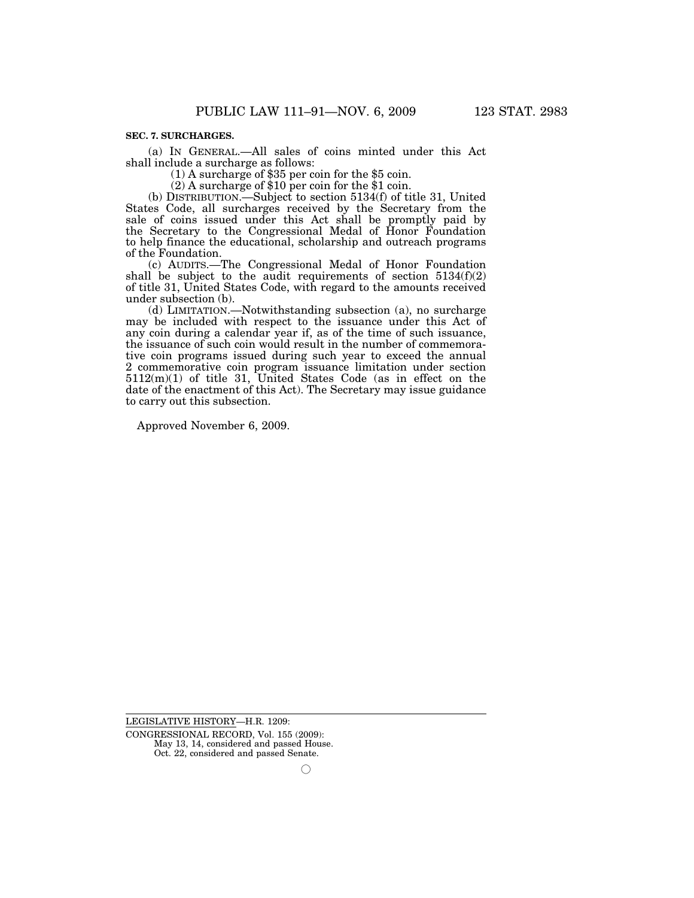**SEC. 7. SURCHARGES.**

(a) IN GENERAL.—All sales of coins minted under this Act shall include a surcharge as follows:

(1) A surcharge of $35 per coin for the $5 coin.

(2) A surcharge of $10 per coin for the $1 coin.

(b) DISTRIBUTION.—Subject to section 5134(f) of title 31, United States Code, all surcharges received by the Secretary from the sale of coins issued under this Act shall be promptly paid by the Secretary to the Congressional Medal of Honor Foundation to help finance the educational, scholarship and outreach programs of the Foundation.

(c) AUDITS.—The Congressional Medal of Honor Foundation shall be subject to the audit requirements of section 5134(f)(2) of title 31, United States Code, with regard to the amounts received under subsection (b).

(d) LIMITATION.—Notwithstanding subsection (a), no surcharge may be included with respect to the issuance under this Act of any coin during a calendar year if, as of the time of such issuance, the issuance of such coin would result in the number of commemorative coin programs issued during such year to exceed the annual 2 commemorative coin program issuance limitation under section 5112(m)(1) of title 31, United States Code (as in effect on the date of the enactment of this Act). The Secretary may issue guidance to carry out this subsection.

Approved November 6, 2009.

---

LEGISLATIVE HISTORY—H.R. 1209:

CONGRESSIONAL RECORD, Vol. 155 (2009):

May 13, 14, considered and passed House.

Oct. 22, considered and passed Senate.